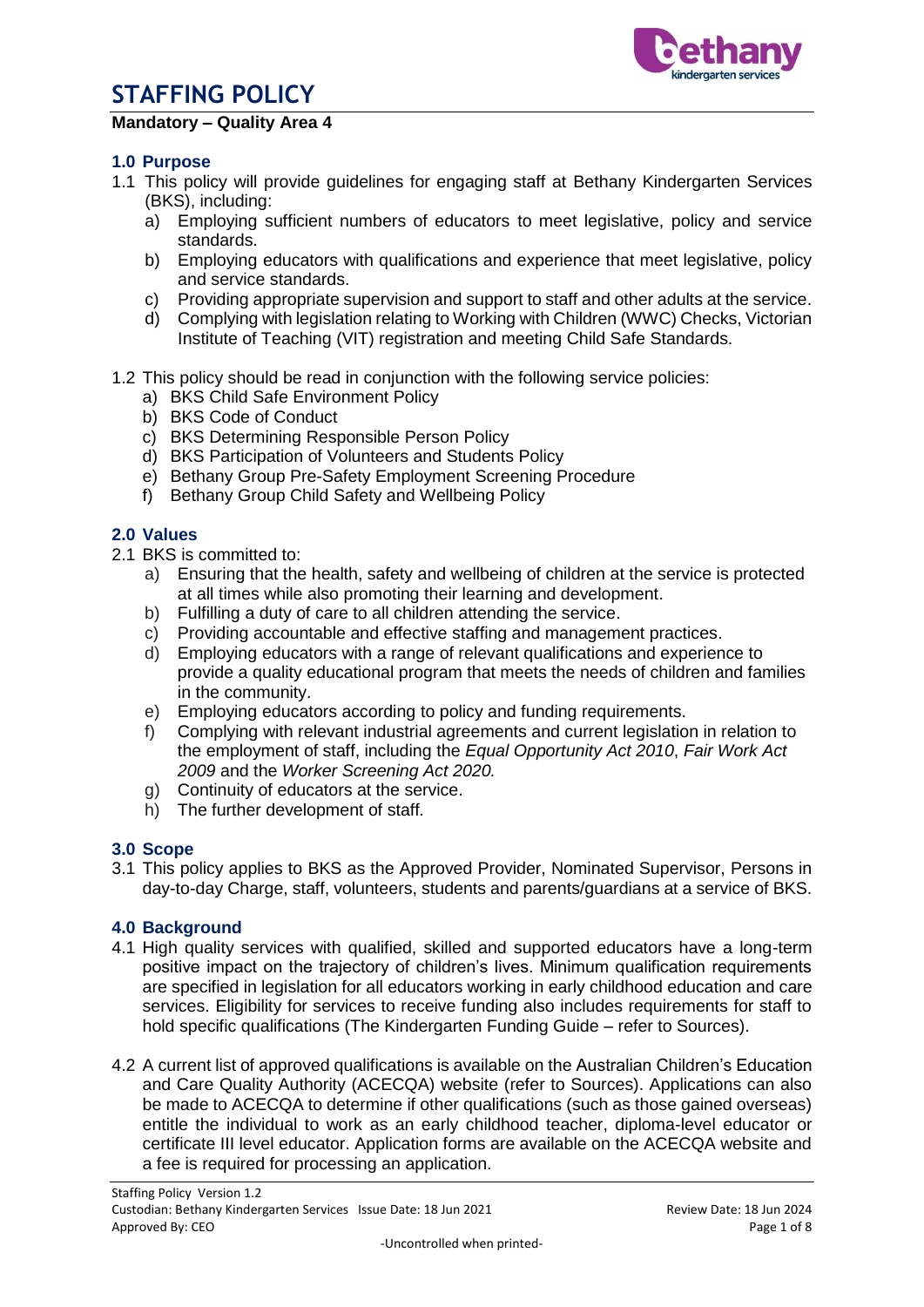# STAFFING POLICY

**Mandatory – Quality Area 4**

## 1.0 Purpose

1.1 This policy will provide guidelines for engaging staff at Bethany Kindergarten Services (BKS), including:

a) Employing sufficient numbers of educators to meet legislative, policy and service standards.

b) Employing educators with qualifications and experience that meet legislative, policy and service standards.

c) Providing appropriate supervision and support to staff and other adults at the service.

d) Complying with legislation relating to Working with Children (WWC) Checks, Victorian Institute of Teaching (VIT) registration and meeting Child Safe Standards.

1.2 This policy should be read in conjunction with the following service policies:

a) BKS Child Safe Environment Policy

b) BKS Code of Conduct

c) BKS Determining Responsible Person Policy

d) BKS Participation of Volunteers and Students Policy

e) Bethany Group Pre-Safety Employment Screening Procedure

f) Bethany Group Child Safety and Wellbeing Policy

## 2.0 Values

2.1 BKS is committed to:

a) Ensuring that the health, safety and wellbeing of children at the service is protected at all times while also promoting their learning and development.

b) Fulfilling a duty of care to all children attending the service.

c) Providing accountable and effective staffing and management practices.

d) Employing educators with a range of relevant qualifications and experience to provide a quality educational program that meets the needs of children and families in the community.

e) Employing educators according to policy and funding requirements.

f) Complying with relevant industrial agreements and current legislation in relation to the employment of staff, including the *Equal Opportunity Act 2010*, *Fair Work Act 2009* and the *Worker Screening Act 2020.*

g) Continuity of educators at the service.

h) The further development of staff.

## 3.0 Scope

3.1 This policy applies to BKS as the Approved Provider, Nominated Supervisor, Persons in day-to-day Charge, staff, volunteers, students and parents/guardians at a service of BKS.

## 4.0 Background

4.1 High quality services with qualified, skilled and supported educators have a long-term positive impact on the trajectory of children's lives. Minimum qualification requirements are specified in legislation for all educators working in early childhood education and care services. Eligibility for services to receive funding also includes requirements for staff to hold specific qualifications (The Kindergarten Funding Guide – refer to Sources).

4.2 A current list of approved qualifications is available on the Australian Children's Education and Care Quality Authority (ACECQA) website (refer to Sources). Applications can also be made to ACECQA to determine if other qualifications (such as those gained overseas) entitle the individual to work as an early childhood teacher, diploma-level educator or certificate III level educator. Application forms are available on the ACECQA website and a fee is required for processing an application.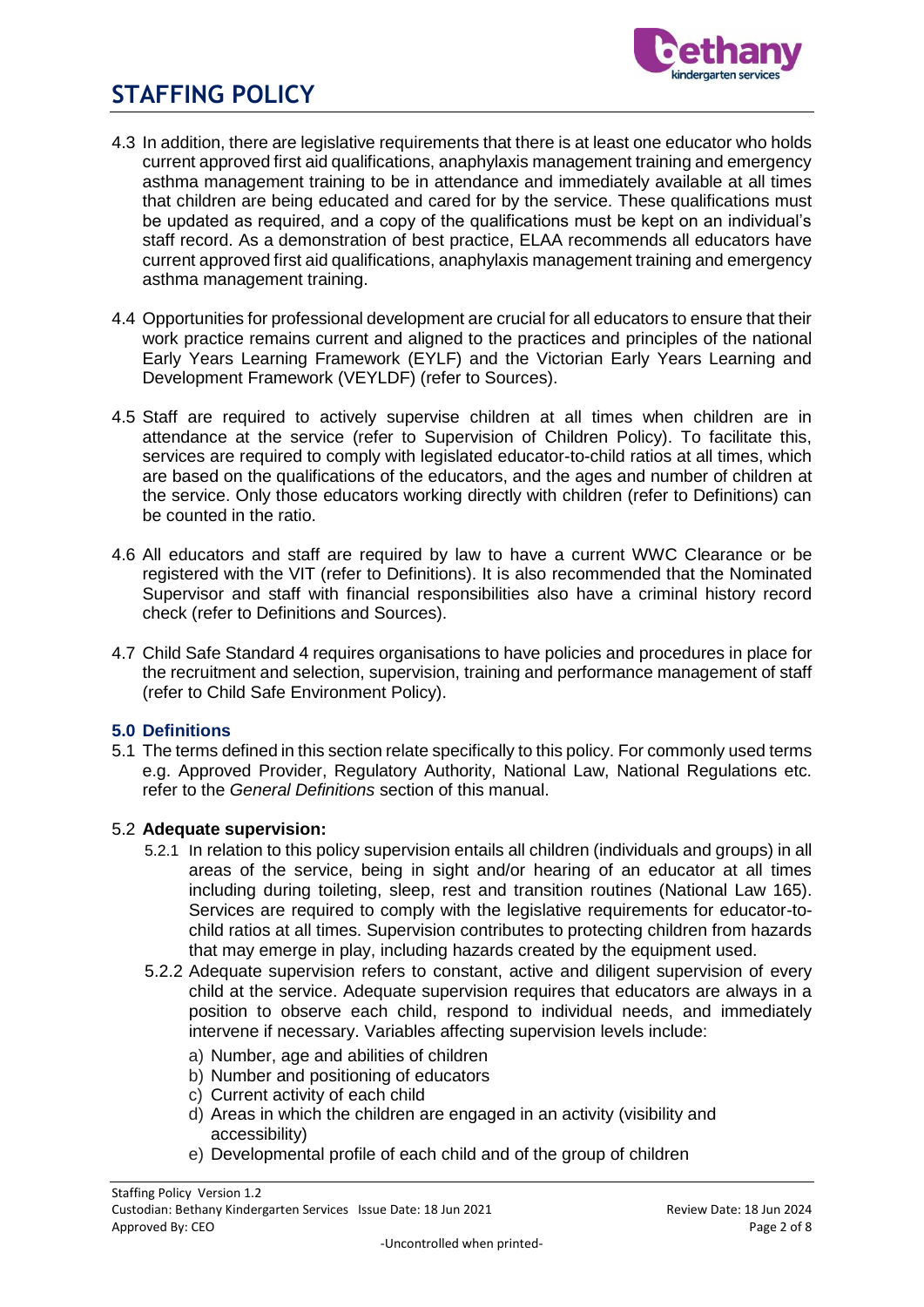4.3 In addition, there are legislative requirements that there is at least one educator who holds current approved first aid qualifications, anaphylaxis management training and emergency asthma management training to be in attendance and immediately available at all times that children are being educated and cared for by the service. These qualifications must be updated as required, and a copy of the qualifications must be kept on an individual's staff record. As a demonstration of best practice, ELAA recommends all educators have current approved first aid qualifications, anaphylaxis management training and emergency asthma management training.

4.4 Opportunities for professional development are crucial for all educators to ensure that their work practice remains current and aligned to the practices and principles of the national Early Years Learning Framework (EYLF) and the Victorian Early Years Learning and Development Framework (VEYLDF) (refer to Sources).

4.5 Staff are required to actively supervise children at all times when children are in attendance at the service (refer to Supervision of Children Policy). To facilitate this, services are required to comply with legislated educator-to-child ratios at all times, which are based on the qualifications of the educators, and the ages and number of children at the service. Only those educators working directly with children (refer to Definitions) can be counted in the ratio.

4.6 All educators and staff are required by law to have a current WWC Clearance or be registered with the VIT (refer to Definitions). It is also recommended that the Nominated Supervisor and staff with financial responsibilities also have a criminal history record check (refer to Definitions and Sources).

4.7 Child Safe Standard 4 requires organisations to have policies and procedures in place for the recruitment and selection, supervision, training and performance management of staff (refer to Child Safe Environment Policy).

## 5.0 Definitions

5.1 The terms defined in this section relate specifically to this policy. For commonly used terms e.g. Approved Provider, Regulatory Authority, National Law, National Regulations etc. refer to the *General Definitions* section of this manual.

5.2 **Adequate supervision:**

5.2.1 In relation to this policy supervision entails all children (individuals and groups) in all areas of the service, being in sight and/or hearing of an educator at all times including during toileting, sleep, rest and transition routines (National Law 165). Services are required to comply with the legislative requirements for educator-to-child ratios at all times. Supervision contributes to protecting children from hazards that may emerge in play, including hazards created by the equipment used.

5.2.2 Adequate supervision refers to constant, active and diligent supervision of every child at the service. Adequate supervision requires that educators are always in a position to observe each child, respond to individual needs, and immediately intervene if necessary. Variables affecting supervision levels include:

a) Number, age and abilities of children
b) Number and positioning of educators
c) Current activity of each child
d) Areas in which the children are engaged in an activity (visibility and accessibility)
e) Developmental profile of each child and of the group of children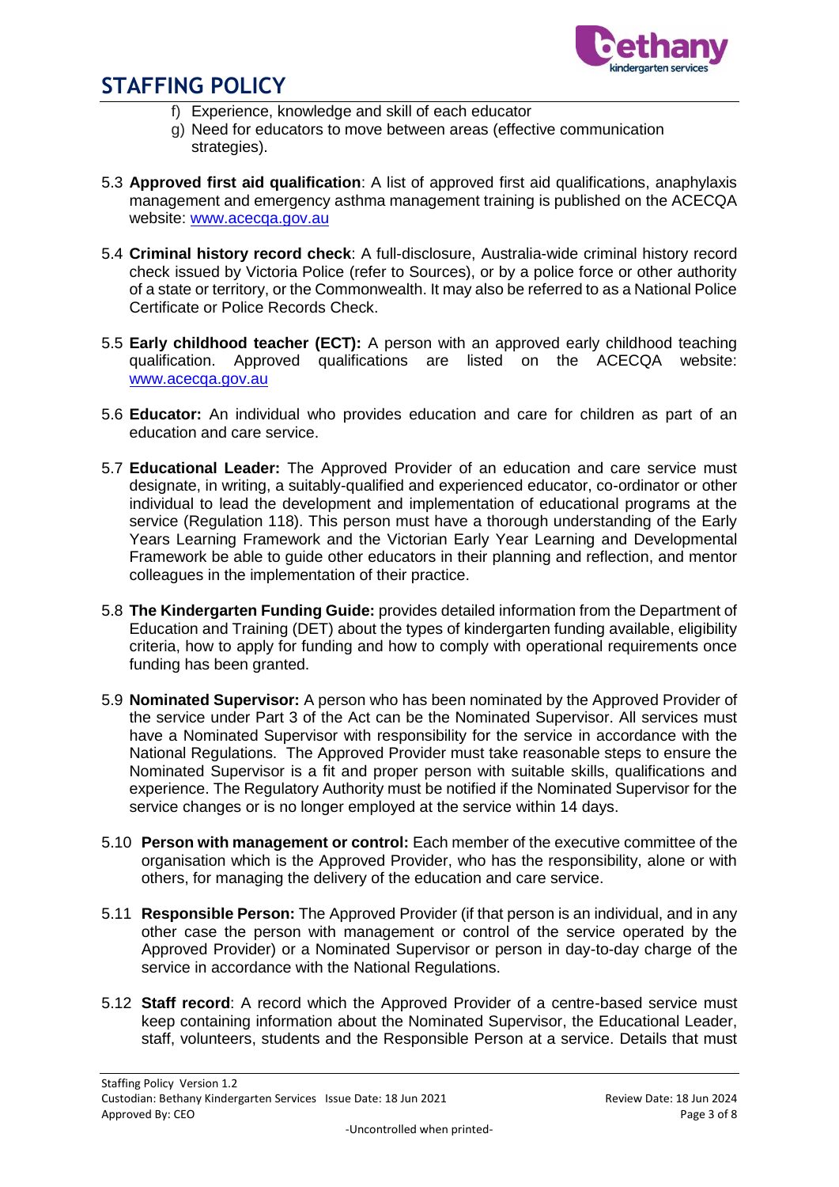f) Experience, knowledge and skill of each educator
g) Need for educators to move between areas (effective communication strategies).

5.3 **Approved first aid qualification**: A list of approved first aid qualifications, anaphylaxis management and emergency asthma management training is published on the ACECQA website: [www.acecqa.gov.au](http://www.acecqa.gov.au)

5.4 **Criminal history record check**: A full-disclosure, Australia-wide criminal history record check issued by Victoria Police (refer to Sources), or by a police force or other authority of a state or territory, or the Commonwealth. It may also be referred to as a National Police Certificate or Police Records Check.

5.5 **Early childhood teacher (ECT):** A person with an approved early childhood teaching qualification. Approved qualifications are listed on the ACECQA website: [www.acecqa.gov.au](http://www.acecqa.gov.au)

5.6 **Educator:** An individual who provides education and care for children as part of an education and care service.

5.7 **Educational Leader:** The Approved Provider of an education and care service must designate, in writing, a suitably-qualified and experienced educator, co-ordinator or other individual to lead the development and implementation of educational programs at the service (Regulation 118). This person must have a thorough understanding of the Early Years Learning Framework and the Victorian Early Year Learning and Developmental Framework be able to guide other educators in their planning and reflection, and mentor colleagues in the implementation of their practice.

5.8 **The Kindergarten Funding Guide:** provides detailed information from the Department of Education and Training (DET) about the types of kindergarten funding available, eligibility criteria, how to apply for funding and how to comply with operational requirements once funding has been granted.

5.9 **Nominated Supervisor:** A person who has been nominated by the Approved Provider of the service under Part 3 of the Act can be the Nominated Supervisor. All services must have a Nominated Supervisor with responsibility for the service in accordance with the National Regulations. The Approved Provider must take reasonable steps to ensure the Nominated Supervisor is a fit and proper person with suitable skills, qualifications and experience. The Regulatory Authority must be notified if the Nominated Supervisor for the service changes or is no longer employed at the service within 14 days.

5.10 **Person with management or control:** Each member of the executive committee of the organisation which is the Approved Provider, who has the responsibility, alone or with others, for managing the delivery of the education and care service.

5.11 **Responsible Person:** The Approved Provider (if that person is an individual, and in any other case the person with management or control of the service operated by the Approved Provider) or a Nominated Supervisor or person in day-to-day charge of the service in accordance with the National Regulations.

5.12 **Staff record**: A record which the Approved Provider of a centre-based service must keep containing information about the Nominated Supervisor, the Educational Leader, staff, volunteers, students and the Responsible Person at a service. Details that must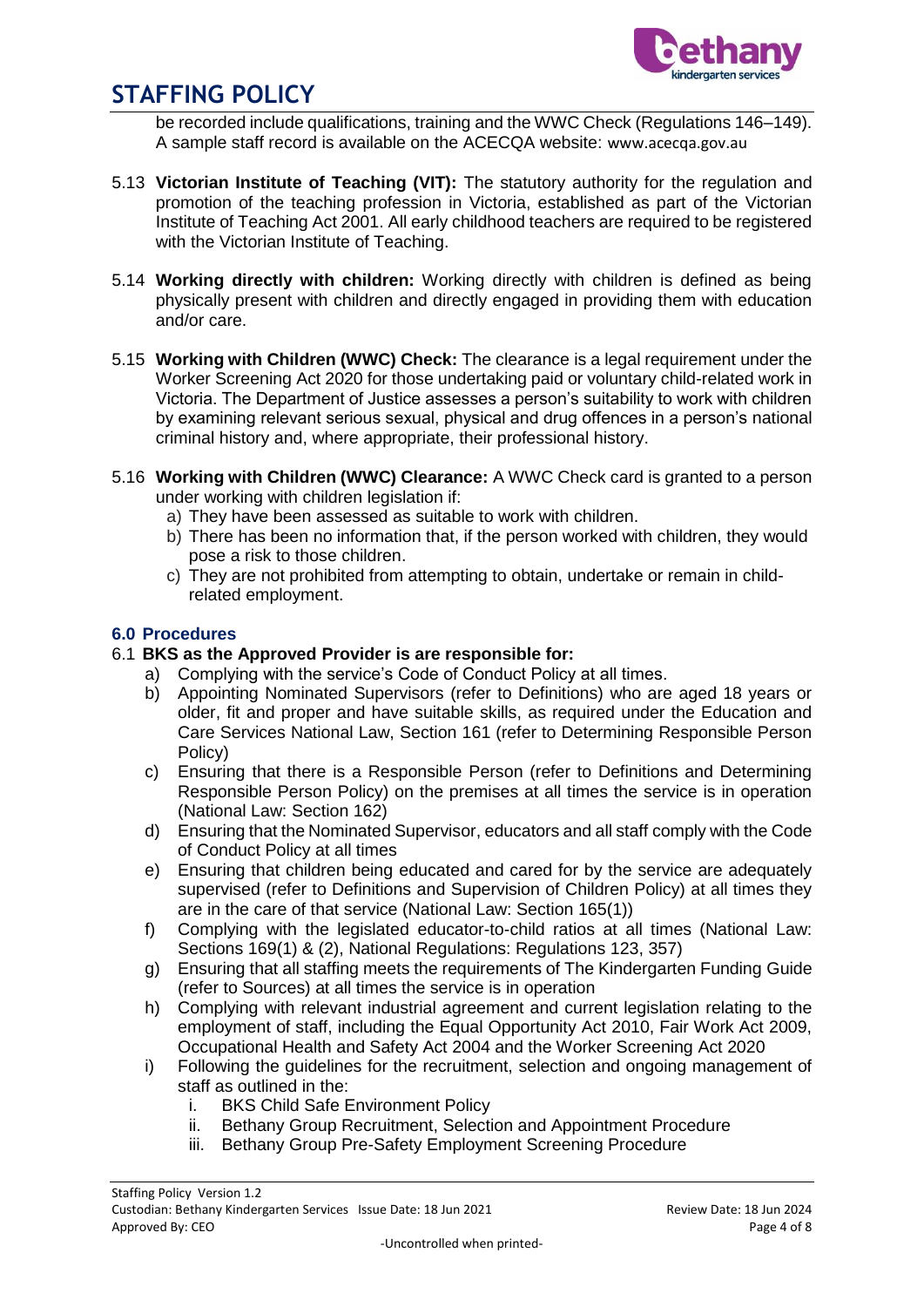be recorded include qualifications, training and the WWC Check (Regulations 146–149). A sample staff record is available on the ACECQA website: www.acecqa.gov.au

5.13 **Victorian Institute of Teaching (VIT):** The statutory authority for the regulation and promotion of the teaching profession in Victoria, established as part of the Victorian Institute of Teaching Act 2001. All early childhood teachers are required to be registered with the Victorian Institute of Teaching.

5.14 **Working directly with children:** Working directly with children is defined as being physically present with children and directly engaged in providing them with education and/or care.

5.15 **Working with Children (WWC) Check:** The clearance is a legal requirement under the Worker Screening Act 2020 for those undertaking paid or voluntary child-related work in Victoria. The Department of Justice assesses a person's suitability to work with children by examining relevant serious sexual, physical and drug offences in a person's national criminal history and, where appropriate, their professional history.

5.16 **Working with Children (WWC) Clearance:** A WWC Check card is granted to a person under working with children legislation if:

a) They have been assessed as suitable to work with children.
b) There has been no information that, if the person worked with children, they would pose a risk to those children.
c) They are not prohibited from attempting to obtain, undertake or remain in child-related employment.

## 6.0 Procedures

### 6.1 BKS as the Approved Provider is are responsible for:

a) Complying with the service's Code of Conduct Policy at all times.
b) Appointing Nominated Supervisors (refer to Definitions) who are aged 18 years or older, fit and proper and have suitable skills, as required under the Education and Care Services National Law, Section 161 (refer to Determining Responsible Person Policy)
c) Ensuring that there is a Responsible Person (refer to Definitions and Determining Responsible Person Policy) on the premises at all times the service is in operation (National Law: Section 162)
d) Ensuring that the Nominated Supervisor, educators and all staff comply with the Code of Conduct Policy at all times
e) Ensuring that children being educated and cared for by the service are adequately supervised (refer to Definitions and Supervision of Children Policy) at all times they are in the care of that service (National Law: Section 165(1))
f) Complying with the legislated educator-to-child ratios at all times (National Law: Sections 169(1) & (2), National Regulations: Regulations 123, 357)
g) Ensuring that all staffing meets the requirements of The Kindergarten Funding Guide (refer to Sources) at all times the service is in operation
h) Complying with relevant industrial agreement and current legislation relating to the employment of staff, including the Equal Opportunity Act 2010, Fair Work Act 2009, Occupational Health and Safety Act 2004 and the Worker Screening Act 2020
i) Following the guidelines for the recruitment, selection and ongoing management of staff as outlined in the:
   i. BKS Child Safe Environment Policy
   ii. Bethany Group Recruitment, Selection and Appointment Procedure
   iii. Bethany Group Pre-Safety Employment Screening Procedure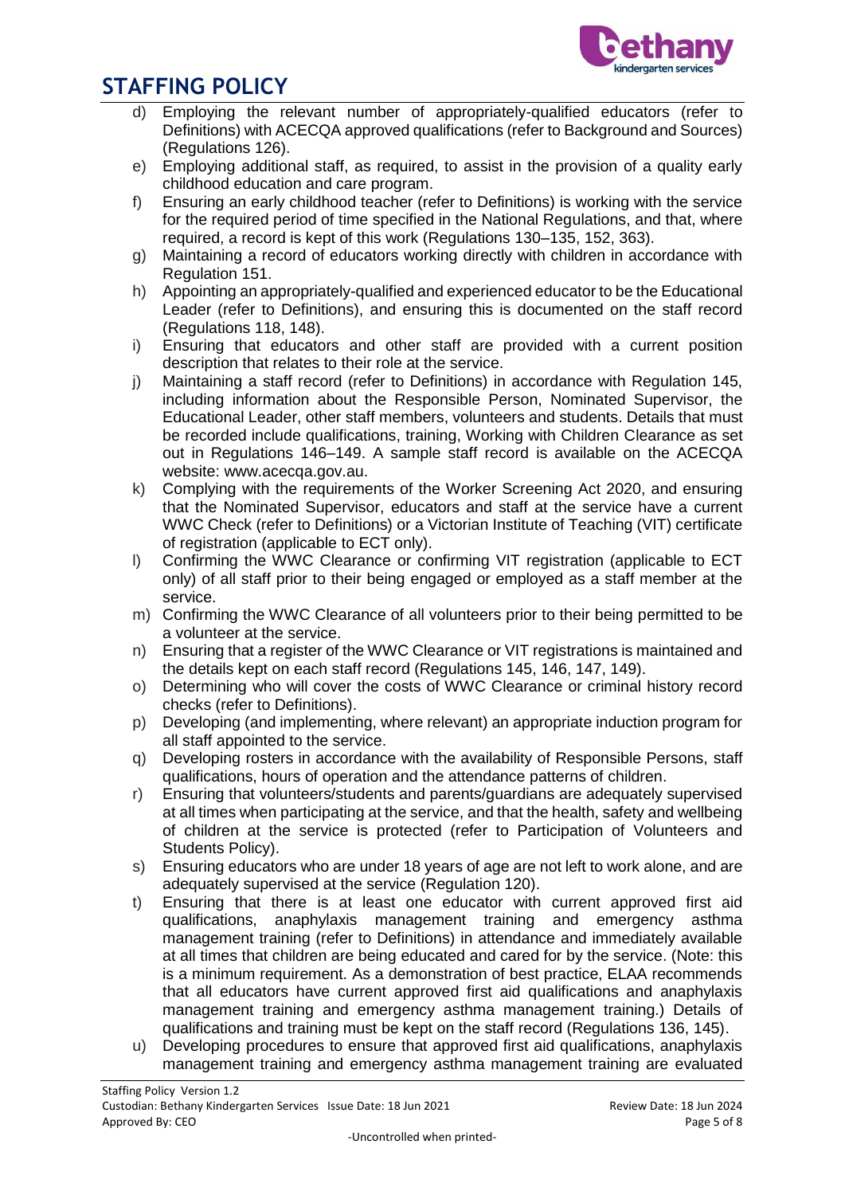d) Employing the relevant number of appropriately-qualified educators (refer to Definitions) with ACECQA approved qualifications (refer to Background and Sources) (Regulations 126).
e) Employing additional staff, as required, to assist in the provision of a quality early childhood education and care program.
f) Ensuring an early childhood teacher (refer to Definitions) is working with the service for the required period of time specified in the National Regulations, and that, where required, a record is kept of this work (Regulations 130–135, 152, 363).
g) Maintaining a record of educators working directly with children in accordance with Regulation 151.
h) Appointing an appropriately-qualified and experienced educator to be the Educational Leader (refer to Definitions), and ensuring this is documented on the staff record (Regulations 118, 148).
i) Ensuring that educators and other staff are provided with a current position description that relates to their role at the service.
j) Maintaining a staff record (refer to Definitions) in accordance with Regulation 145, including information about the Responsible Person, Nominated Supervisor, the Educational Leader, other staff members, volunteers and students. Details that must be recorded include qualifications, training, Working with Children Clearance as set out in Regulations 146–149. A sample staff record is available on the ACECQA website: www.acecqa.gov.au.
k) Complying with the requirements of the Worker Screening Act 2020, and ensuring that the Nominated Supervisor, educators and staff at the service have a current WWC Check (refer to Definitions) or a Victorian Institute of Teaching (VIT) certificate of registration (applicable to ECT only).
l) Confirming the WWC Clearance or confirming VIT registration (applicable to ECT only) of all staff prior to their being engaged or employed as a staff member at the service.
m) Confirming the WWC Clearance of all volunteers prior to their being permitted to be a volunteer at the service.
n) Ensuring that a register of the WWC Clearance or VIT registrations is maintained and the details kept on each staff record (Regulations 145, 146, 147, 149).
o) Determining who will cover the costs of WWC Clearance or criminal history record checks (refer to Definitions).
p) Developing (and implementing, where relevant) an appropriate induction program for all staff appointed to the service.
q) Developing rosters in accordance with the availability of Responsible Persons, staff qualifications, hours of operation and the attendance patterns of children.
r) Ensuring that volunteers/students and parents/guardians are adequately supervised at all times when participating at the service, and that the health, safety and wellbeing of children at the service is protected (refer to Participation of Volunteers and Students Policy).
s) Ensuring educators who are under 18 years of age are not left to work alone, and are adequately supervised at the service (Regulation 120).
t) Ensuring that there is at least one educator with current approved first aid qualifications, anaphylaxis management training and emergency asthma management training (refer to Definitions) in attendance and immediately available at all times that children are being educated and cared for by the service. (Note: this is a minimum requirement. As a demonstration of best practice, ELAA recommends that all educators have current approved first aid qualifications and anaphylaxis management training and emergency asthma management training.) Details of qualifications and training must be kept on the staff record (Regulations 136, 145).
u) Developing procedures to ensure that approved first aid qualifications, anaphylaxis management training and emergency asthma management training are evaluated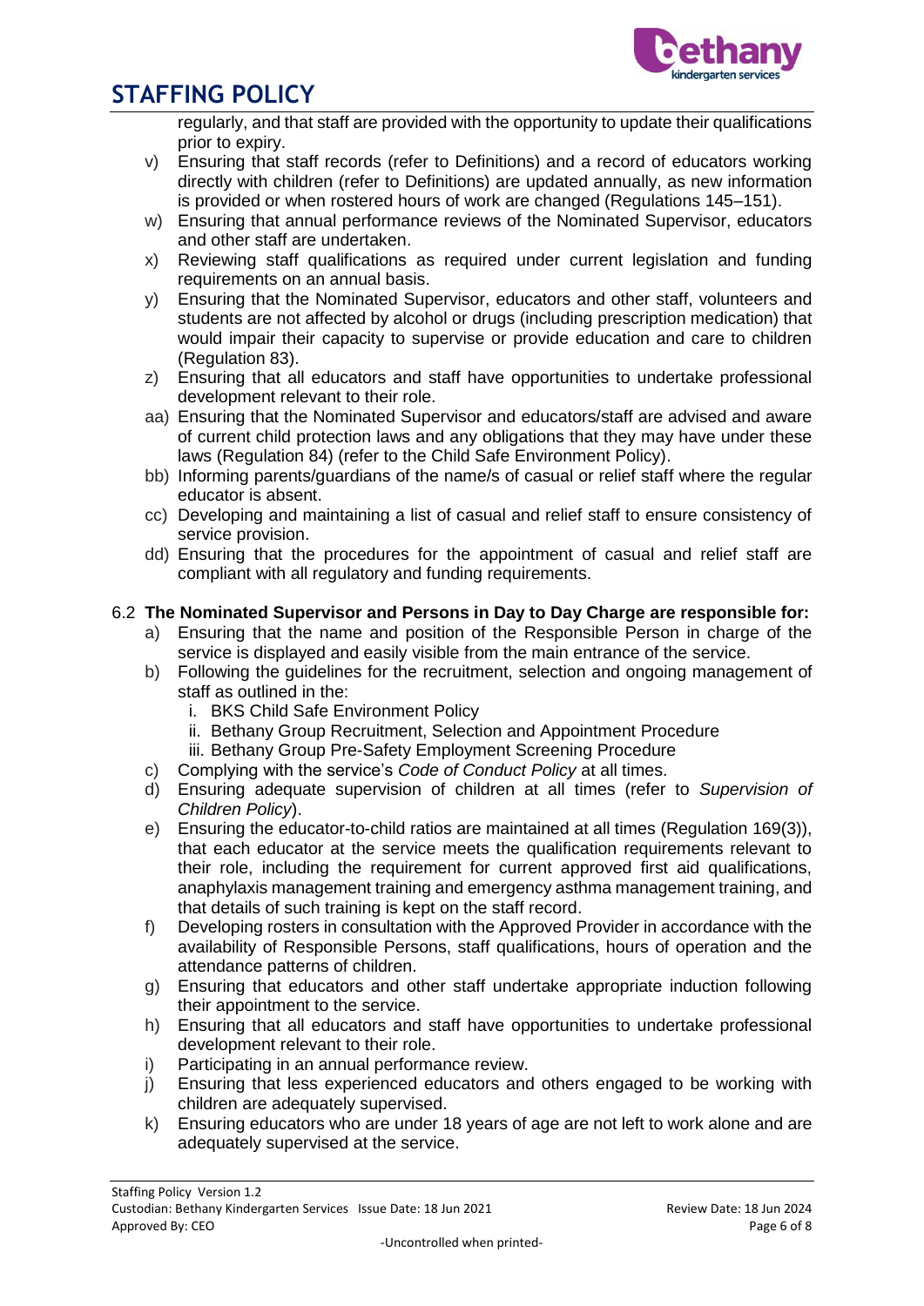regularly, and that staff are provided with the opportunity to update their qualifications prior to expiry.

v) Ensuring that staff records (refer to Definitions) and a record of educators working directly with children (refer to Definitions) are updated annually, as new information is provided or when rostered hours of work are changed (Regulations 145–151).

w) Ensuring that annual performance reviews of the Nominated Supervisor, educators and other staff are undertaken.

x) Reviewing staff qualifications as required under current legislation and funding requirements on an annual basis.

y) Ensuring that the Nominated Supervisor, educators and other staff, volunteers and students are not affected by alcohol or drugs (including prescription medication) that would impair their capacity to supervise or provide education and care to children (Regulation 83).

z) Ensuring that all educators and staff have opportunities to undertake professional development relevant to their role.

aa) Ensuring that the Nominated Supervisor and educators/staff are advised and aware of current child protection laws and any obligations that they may have under these laws (Regulation 84) (refer to the Child Safe Environment Policy).

bb) Informing parents/guardians of the name/s of casual or relief staff where the regular educator is absent.

cc) Developing and maintaining a list of casual and relief staff to ensure consistency of service provision.

dd) Ensuring that the procedures for the appointment of casual and relief staff are compliant with all regulatory and funding requirements.

6.2 **The Nominated Supervisor and Persons in Day to Day Charge are responsible for:**

a) Ensuring that the name and position of the Responsible Person in charge of the service is displayed and easily visible from the main entrance of the service.

b) Following the guidelines for the recruitment, selection and ongoing management of staff as outlined in the:
   i. BKS Child Safe Environment Policy
   ii. Bethany Group Recruitment, Selection and Appointment Procedure
   iii. Bethany Group Pre-Safety Employment Screening Procedure

c) Complying with the service's *Code of Conduct Policy* at all times.

d) Ensuring adequate supervision of children at all times (refer to *Supervision of Children Policy*).

e) Ensuring the educator-to-child ratios are maintained at all times (Regulation 169(3)), that each educator at the service meets the qualification requirements relevant to their role, including the requirement for current approved first aid qualifications, anaphylaxis management training and emergency asthma management training, and that details of such training is kept on the staff record.

f) Developing rosters in consultation with the Approved Provider in accordance with the availability of Responsible Persons, staff qualifications, hours of operation and the attendance patterns of children.

g) Ensuring that educators and other staff undertake appropriate induction following their appointment to the service.

h) Ensuring that all educators and staff have opportunities to undertake professional development relevant to their role.

i) Participating in an annual performance review.

j) Ensuring that less experienced educators and others engaged to be working with children are adequately supervised.

k) Ensuring educators who are under 18 years of age are not left to work alone and are adequately supervised at the service.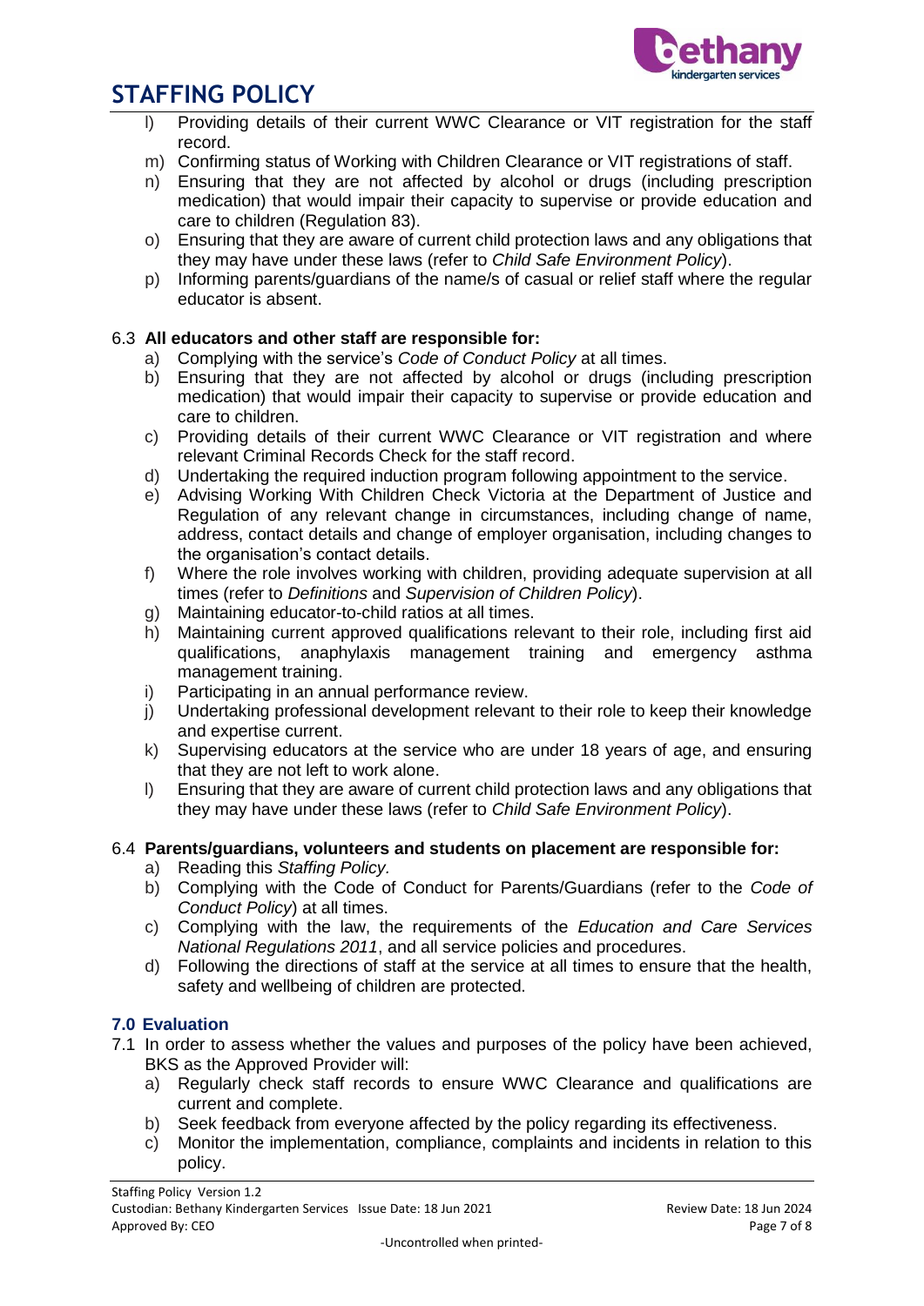l) Providing details of their current WWC Clearance or VIT registration for the staff record.
m) Confirming status of Working with Children Clearance or VIT registrations of staff.
n) Ensuring that they are not affected by alcohol or drugs (including prescription medication) that would impair their capacity to supervise or provide education and care to children (Regulation 83).
o) Ensuring that they are aware of current child protection laws and any obligations that they may have under these laws (refer to *Child Safe Environment Policy*).
p) Informing parents/guardians of the name/s of casual or relief staff where the regular educator is absent.

6.3 **All educators and other staff are responsible for:**

a) Complying with the service's *Code of Conduct Policy* at all times.
b) Ensuring that they are not affected by alcohol or drugs (including prescription medication) that would impair their capacity to supervise or provide education and care to children.
c) Providing details of their current WWC Clearance or VIT registration and where relevant Criminal Records Check for the staff record.
d) Undertaking the required induction program following appointment to the service.
e) Advising Working With Children Check Victoria at the Department of Justice and Regulation of any relevant change in circumstances, including change of name, address, contact details and change of employer organisation, including changes to the organisation's contact details.
f) Where the role involves working with children, providing adequate supervision at all times (refer to *Definitions* and *Supervision of Children Policy*).
g) Maintaining educator-to-child ratios at all times.
h) Maintaining current approved qualifications relevant to their role, including first aid qualifications, anaphylaxis management training and emergency asthma management training.
i) Participating in an annual performance review.
j) Undertaking professional development relevant to their role to keep their knowledge and expertise current.
k) Supervising educators at the service who are under 18 years of age, and ensuring that they are not left to work alone.
l) Ensuring that they are aware of current child protection laws and any obligations that they may have under these laws (refer to *Child Safe Environment Policy*).

6.4 **Parents/guardians, volunteers and students on placement are responsible for:**

a) Reading this *Staffing Policy*.
b) Complying with the Code of Conduct for Parents/Guardians (refer to the *Code of Conduct Policy*) at all times.
c) Complying with the law, the requirements of the *Education and Care Services National Regulations 2011*, and all service policies and procedures.
d) Following the directions of staff at the service at all times to ensure that the health, safety and wellbeing of children are protected.

### 7.0 Evaluation

7.1 In order to assess whether the values and purposes of the policy have been achieved, BKS as the Approved Provider will:

a) Regularly check staff records to ensure WWC Clearance and qualifications are current and complete.
b) Seek feedback from everyone affected by the policy regarding its effectiveness.
c) Monitor the implementation, compliance, complaints and incidents in relation to this policy.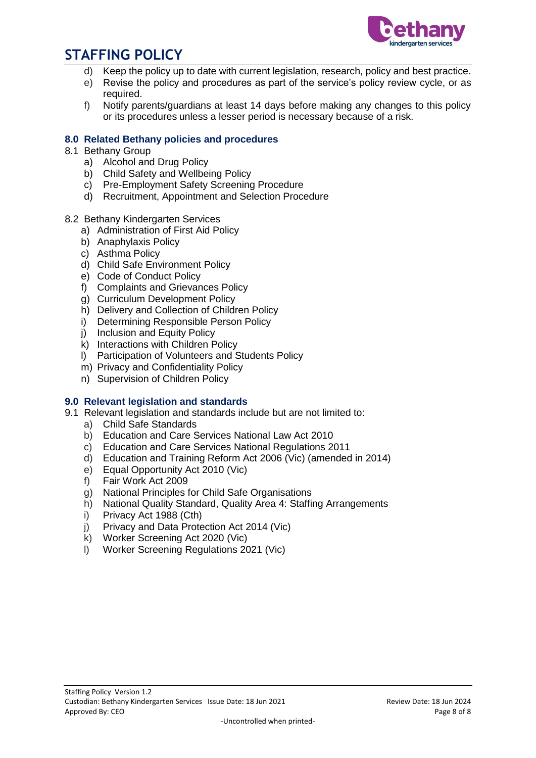d) Keep the policy up to date with current legislation, research, policy and best practice.
e) Revise the policy and procedures as part of the service's policy review cycle, or as required.
f) Notify parents/guardians at least 14 days before making any changes to this policy or its procedures unless a lesser period is necessary because of a risk.

## 8.0 Related Bethany policies and procedures

8.1 Bethany Group

a) Alcohol and Drug Policy
b) Child Safety and Wellbeing Policy
c) Pre-Employment Safety Screening Procedure
d) Recruitment, Appointment and Selection Procedure

8.2 Bethany Kindergarten Services

a) Administration of First Aid Policy
b) Anaphylaxis Policy
c) Asthma Policy
d) Child Safe Environment Policy
e) Code of Conduct Policy
f) Complaints and Grievances Policy
g) Curriculum Development Policy
h) Delivery and Collection of Children Policy
i) Determining Responsible Person Policy
j) Inclusion and Equity Policy
k) Interactions with Children Policy
l) Participation of Volunteers and Students Policy
m) Privacy and Confidentiality Policy
n) Supervision of Children Policy

## 9.0 Relevant legislation and standards

9.1 Relevant legislation and standards include but are not limited to:

a) Child Safe Standards
b) Education and Care Services National Law Act 2010
c) Education and Care Services National Regulations 2011
d) Education and Training Reform Act 2006 (Vic) (amended in 2014)
e) Equal Opportunity Act 2010 (Vic)
f) Fair Work Act 2009
g) National Principles for Child Safe Organisations
h) National Quality Standard, Quality Area 4: Staffing Arrangements
i) Privacy Act 1988 (Cth)
j) Privacy and Data Protection Act 2014 (Vic)
k) Worker Screening Act 2020 (Vic)
l) Worker Screening Regulations 2021 (Vic)